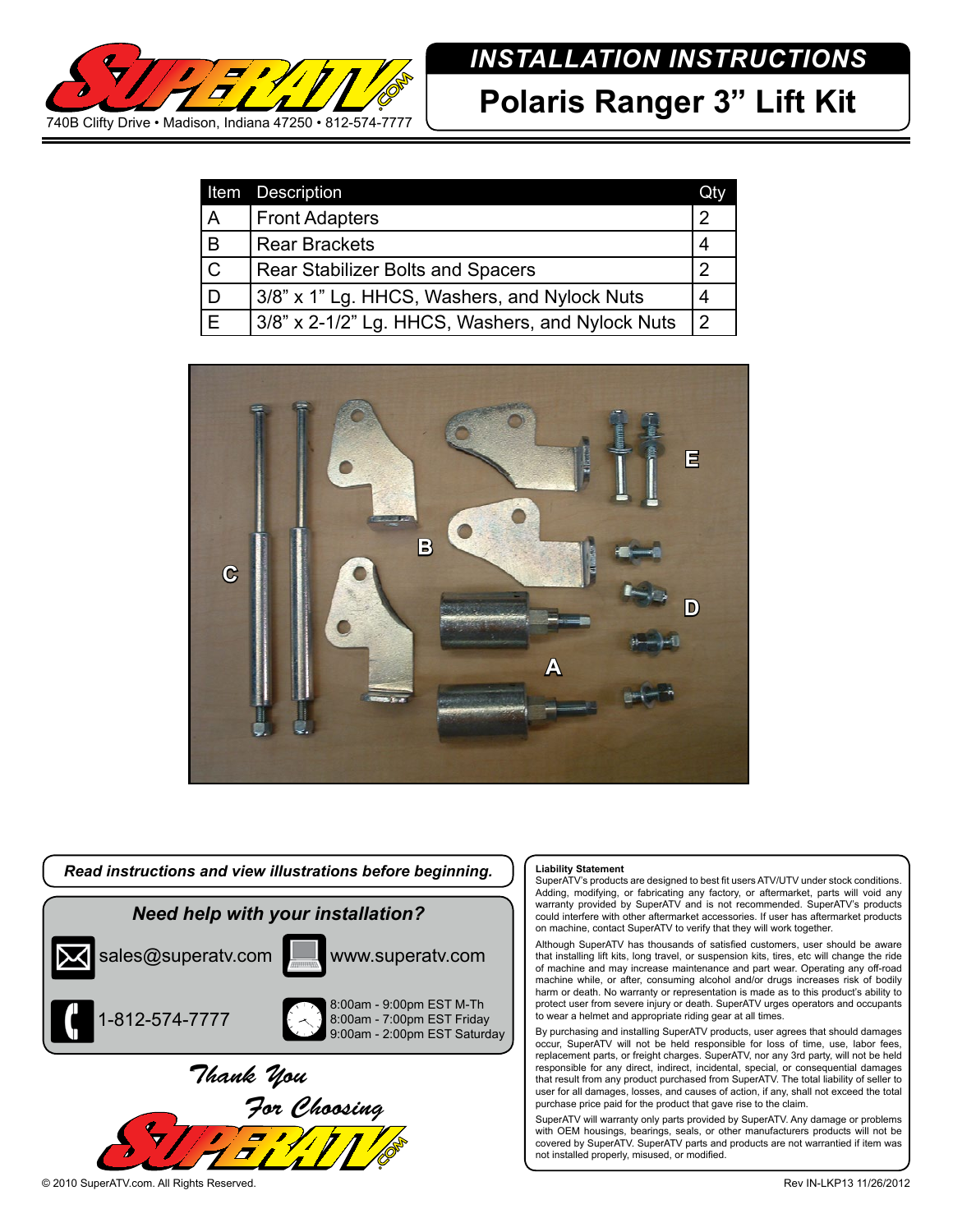740B Clifty Drive • Madison, Indiana 47250 • 812-574-7777

# INSTALLATION INSTRUCTIONS

# Polaris Ranger 3" Lift Kit

| Item | Description | Qty |
|---|---|---|
| A | Front Adapters | 2 |
| B | Rear Brackets | 4 |
| C | Rear Stabilizer Bolts and Spacers | 2 |
| D | 3/8" x 1" Lg. HHCS, Washers, and Nylock Nuts | 4 |
| E | 3/8" x 2-1/2" Lg. HHCS, Washers, and Nylock Nuts | 2 |

***Read instructions and view illustrations before beginning.***

***Need help with your installation?***

sales@superatv.com

www.superatv.com

1-812-574-7777

8:00am - 9:00pm EST M-Th
8:00am - 7:00pm EST Friday
9:00am - 2:00pm EST Saturday

*Thank You For Choosing* SuperATV.com

**Liability Statement**

SuperATV's products are designed to best fit users ATV/UTV under stock conditions. Adding, modifying, or fabricating any factory, or aftermarket, parts will void any warranty provided by SuperATV and is not recommended. SuperATV's products could interfere with other aftermarket accessories. If user has aftermarket products on machine, contact SuperATV to verify that they will work together.

Although SuperATV has thousands of satisfied customers, user should be aware that installing lift kits, long travel, or suspension kits, tires, etc will change the ride of machine and may increase maintenance and part wear. Operating any off-road machine while, or after, consuming alcohol and/or drugs increases risk of bodily harm or death. No warranty or representation is made as to this product's ability to protect user from severe injury or death. SuperATV urges operators and occupants to wear a helmet and appropriate riding gear at all times.

By purchasing and installing SuperATV products, user agrees that should damages occur, SuperATV will not be held responsible for loss of time, use, labor fees, replacement parts, or freight charges. SuperATV, nor any 3rd party, will not be held responsible for any direct, indirect, incidental, special, or consequential damages that result from any product purchased from SuperATV. The total liability of seller to user for all damages, losses, and causes of action, if any, shall not exceed the total purchase price paid for the product that gave rise to the claim.

SuperATV will warranty only parts provided by SuperATV. Any damage or problems with OEM housings, bearings, seals, or other manufacturers products will not be covered by SuperATV. SuperATV parts and products are not warrantied if item was not installed properly, misused, or modified.

© 2010 SuperATV.com. All Rights Reserved.

Rev IN-LKP13 11/26/2012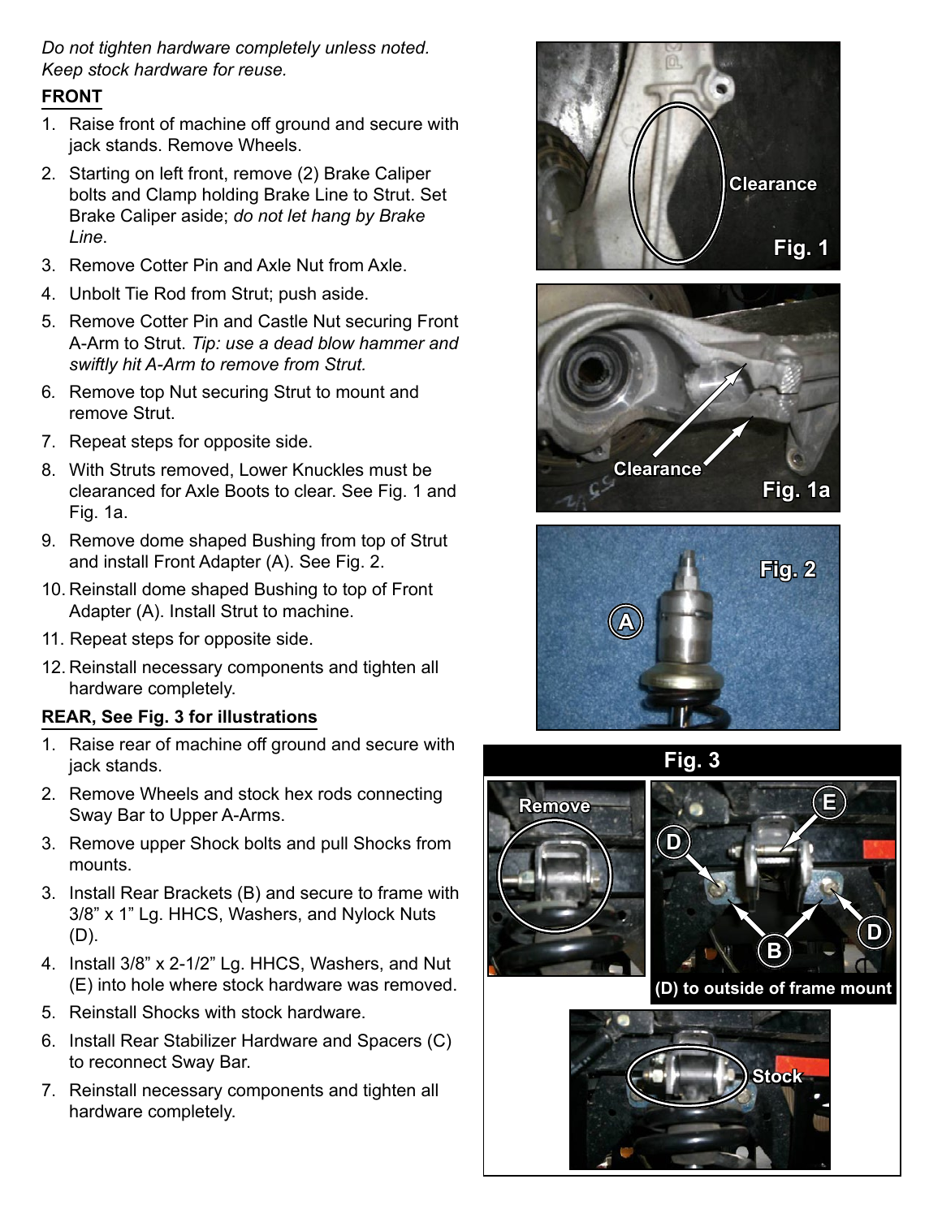*Do not tighten hardware completely unless noted. Keep stock hardware for reuse.*

## FRONT

1. Raise front of machine off ground and secure with jack stands. Remove Wheels.
2. Starting on left front, remove (2) Brake Caliper bolts and Clamp holding Brake Line to Strut. Set Brake Caliper aside; *do not let hang by Brake Line*.
3. Remove Cotter Pin and Axle Nut from Axle.
4. Unbolt Tie Rod from Strut; push aside.
5. Remove Cotter Pin and Castle Nut securing Front A-Arm to Strut. *Tip: use a dead blow hammer and swiftly hit A-Arm to remove from Strut.*
6. Remove top Nut securing Strut to mount and remove Strut.
7. Repeat steps for opposite side.
8. With Struts removed, Lower Knuckles must be clearanced for Axle Boots to clear. See Fig. 1 and Fig. 1a.
9. Remove dome shaped Bushing from top of Strut and install Front Adapter (A). See Fig. 2.
10. Reinstall dome shaped Bushing to top of Front Adapter (A). Install Strut to machine.
11. Repeat steps for opposite side.
12. Reinstall necessary components and tighten all hardware completely.

## REAR, See Fig. 3 for illustrations

1. Raise rear of machine off ground and secure with jack stands.
2. Remove Wheels and stock hex rods connecting Sway Bar to Upper A-Arms.
3. Remove upper Shock bolts and pull Shocks from mounts.
3. Install Rear Brackets (B) and secure to frame with 3/8" x 1" Lg. HHCS, Washers, and Nylock Nuts (D).
4. Install 3/8" x 2-1/2" Lg. HHCS, Washers, and Nut (E) into hole where stock hardware was removed.
5. Reinstall Shocks with stock hardware.
6. Install Rear Stabilizer Hardware and Spacers (C) to reconnect Sway Bar.
7. Reinstall necessary components and tighten all hardware completely.

Clearance

Fig. 1

Clearance

Fig. 1a

A

Fig. 2

Fig. 3

Remove

D

E

B

D

(D) to outside of frame mount

Stock